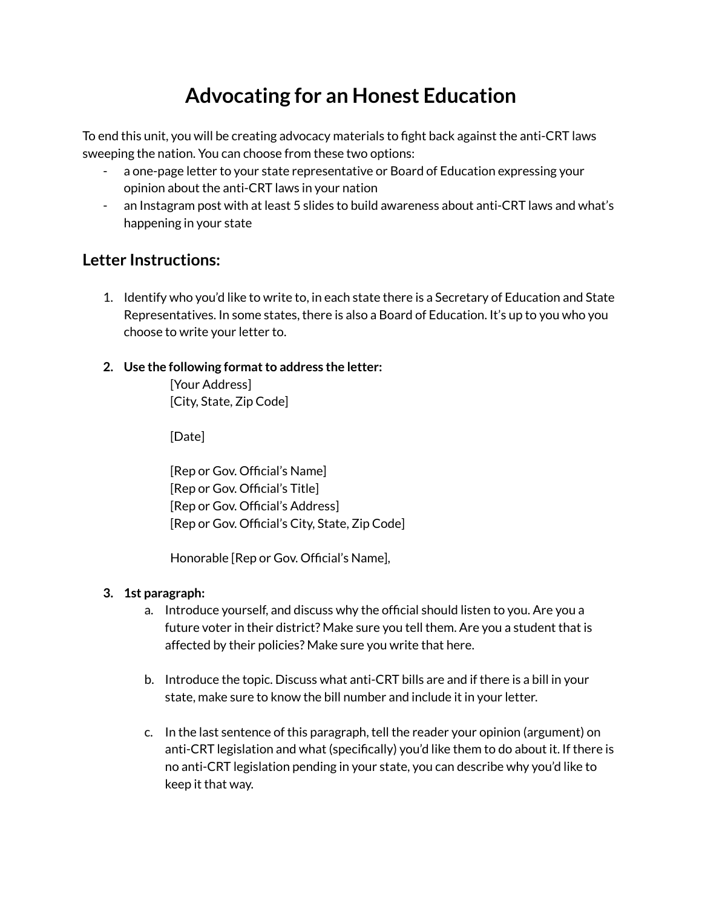# Advocating for an Honest Education

To end this unit, you will be creating advocacy materials to fight back against the anti-CRT laws sweeping the nation. You can choose from these two options:

- a one-page letter to your state representative or Board of Education expressing your opinion about the anti-CRT laws in your nation
- an Instagram post with at least 5 slides to build awareness about anti-CRT laws and what's happening in your state

## Letter Instructions:

1. Identify who you'd like to write to, in each state there is a Secretary of Education and State Representatives. In some states, there is also a Board of Education. It's up to you who you choose to write your letter to.

2. **Use the following format to address the letter:**

   [Your Address]
   [City, State, Zip Code]

   [Date]

   [Rep or Gov. Official's Name]
   [Rep or Gov. Official's Title]
   [Rep or Gov. Official's Address]
   [Rep or Gov. Official's City, State, Zip Code]

   Honorable [Rep or Gov. Official's Name],

3. **1st paragraph:**
   a. Introduce yourself, and discuss why the official should listen to you. Are you a future voter in their district? Make sure you tell them. Are you a student that is affected by their policies? Make sure you write that here.

   b. Introduce the topic. Discuss what anti-CRT bills are and if there is a bill in your state, make sure to know the bill number and include it in your letter.

   c. In the last sentence of this paragraph, tell the reader your opinion (argument) on anti-CRT legislation and what (specifically) you'd like them to do about it. If there is no anti-CRT legislation pending in your state, you can describe why you'd like to keep it that way.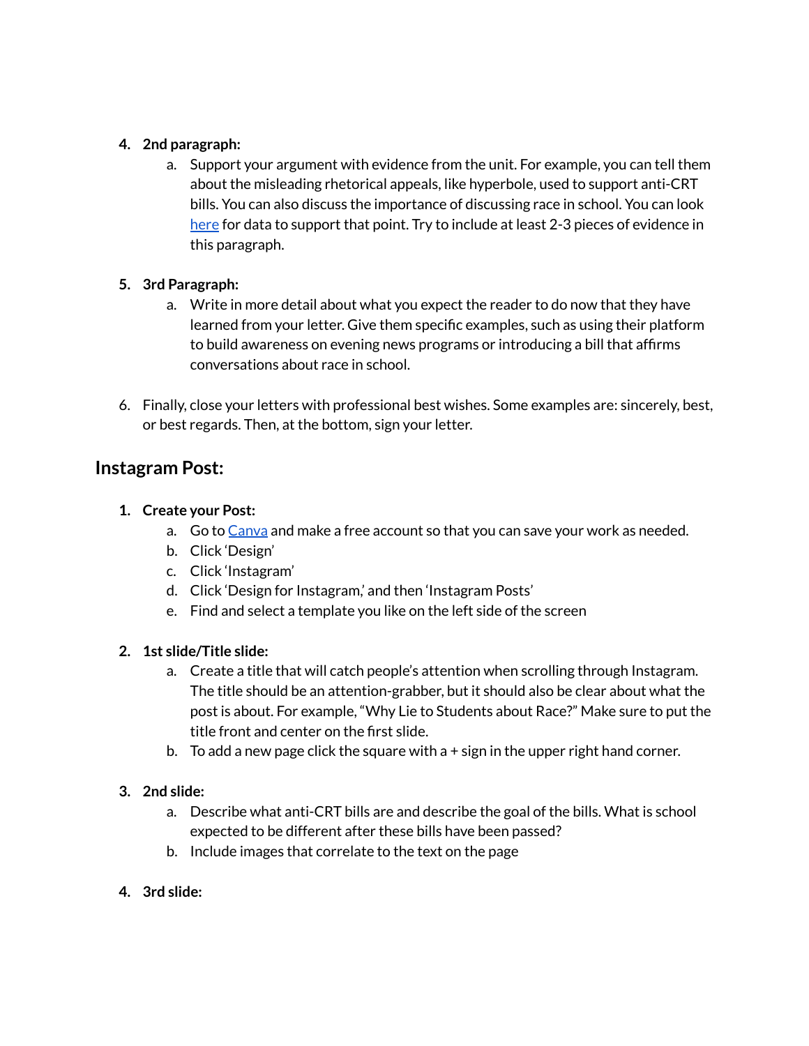4. **2nd paragraph:**
    a. Support your argument with evidence from the unit. For example, you can tell them about the misleading rhetorical appeals, like hyperbole, used to support anti-CRT bills. You can also discuss the importance of discussing race in school. You can look [here]() for data to support that point. Try to include at least 2-3 pieces of evidence in this paragraph.

5. **3rd Paragraph:**
    a. Write in more detail about what you expect the reader to do now that they have learned from your letter. Give them specific examples, such as using their platform to build awareness on evening news programs or introducing a bill that affirms conversations about race in school.

6. Finally, close your letters with professional best wishes. Some examples are: sincerely, best, or best regards. Then, at the bottom, sign your letter.

## Instagram Post:

1. **Create your Post:**
    a. Go to [Canva]() and make a free account so that you can save your work as needed.
    b. Click 'Design'
    c. Click 'Instagram'
    d. Click 'Design for Instagram,' and then 'Instagram Posts'
    e. Find and select a template you like on the left side of the screen

2. **1st slide/Title slide:**
    a. Create a title that will catch people's attention when scrolling through Instagram. The title should be an attention-grabber, but it should also be clear about what the post is about. For example, "Why Lie to Students about Race?" Make sure to put the title front and center on the first slide.
    b. To add a new page click the square with a + sign in the upper right hand corner.

3. **2nd slide:**
    a. Describe what anti-CRT bills are and describe the goal of the bills. What is school expected to be different after these bills have been passed?
    b. Include images that correlate to the text on the page

4. **3rd slide:**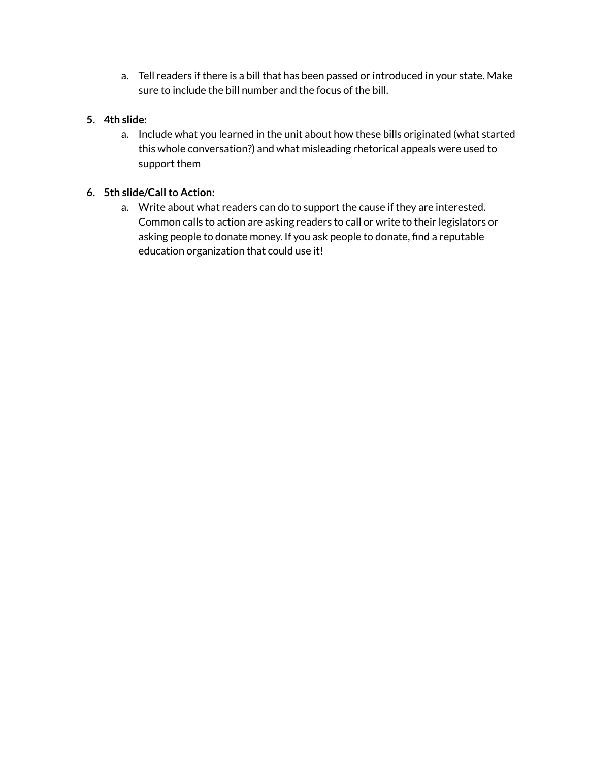a. Tell readers if there is a bill that has been passed or introduced in your state. Make sure to include the bill number and the focus of the bill.

5. **4th slide:**
   a. Include what you learned in the unit about how these bills originated (what started this whole conversation?) and what misleading rhetorical appeals were used to support them

6. **5th slide/Call to Action:**
   a. Write about what readers can do to support the cause if they are interested. Common calls to action are asking readers to call or write to their legislators or asking people to donate money. If you ask people to donate, find a reputable education organization that could use it!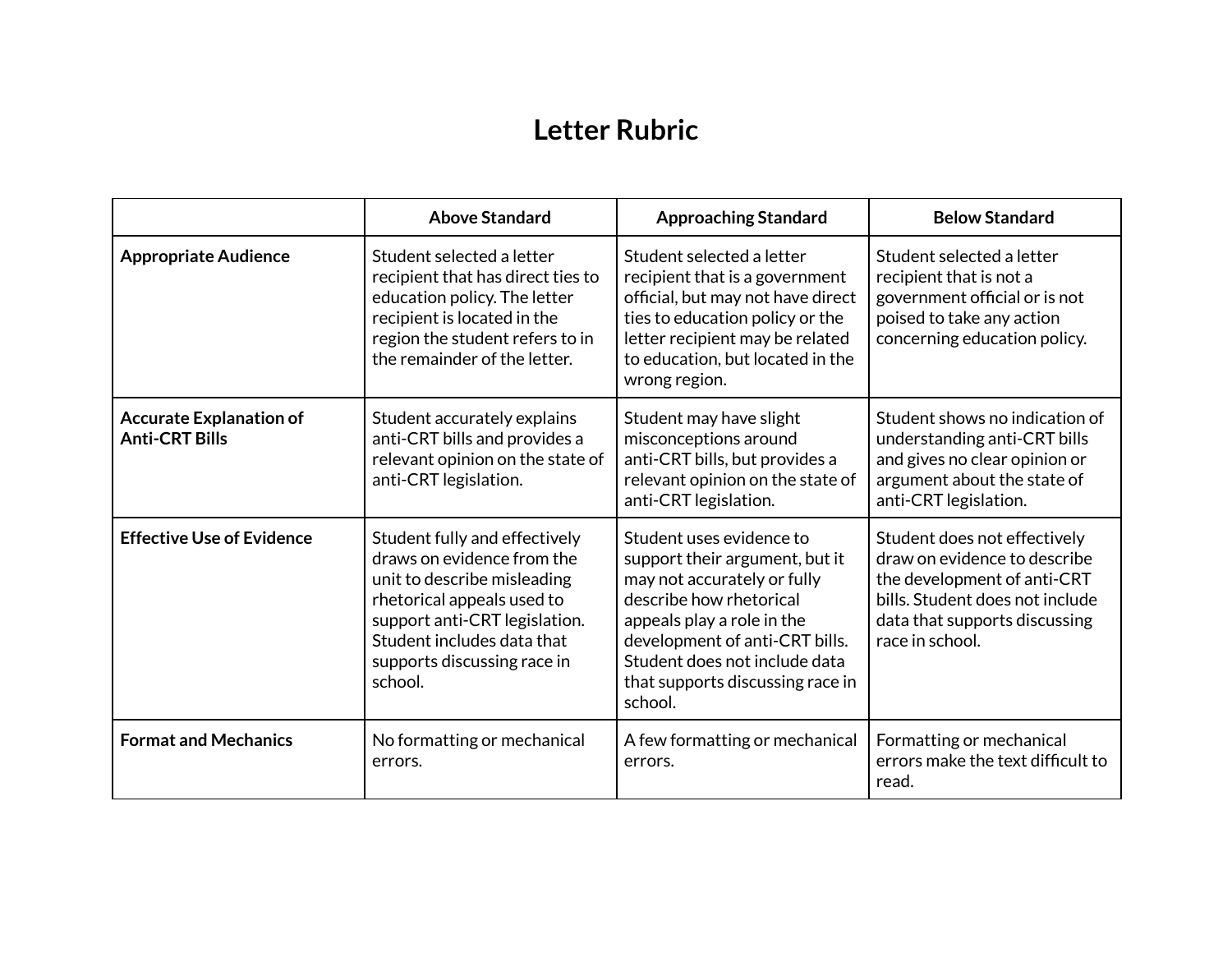# Letter Rubric

| | Above Standard | Approaching Standard | Below Standard |
|---|---|---|---|
| **Appropriate Audience** | Student selected a letter recipient that has direct ties to education policy. The letter recipient is located in the region the student refers to in the remainder of the letter. | Student selected a letter recipient that is a government official, but may not have direct ties to education policy or the letter recipient may be related to education, but located in the wrong region. | Student selected a letter recipient that is not a government official or is not poised to take any action concerning education policy. |
| **Accurate Explanation of Anti-CRT Bills** | Student accurately explains anti-CRT bills and provides a relevant opinion on the state of anti-CRT legislation. | Student may have slight misconceptions around anti-CRT bills, but provides a relevant opinion on the state of anti-CRT legislation. | Student shows no indication of understanding anti-CRT bills and gives no clear opinion or argument about the state of anti-CRT legislation. |
| **Effective Use of Evidence** | Student fully and effectively draws on evidence from the unit to describe misleading rhetorical appeals used to support anti-CRT legislation. Student includes data that supports discussing race in school. | Student uses evidence to support their argument, but it may not accurately or fully describe how rhetorical appeals play a role in the development of anti-CRT bills. Student does not include data that supports discussing race in school. | Student does not effectively draw on evidence to describe the development of anti-CRT bills. Student does not include data that supports discussing race in school. |
| **Format and Mechanics** | No formatting or mechanical errors. | A few formatting or mechanical errors. | Formatting or mechanical errors make the text difficult to read. |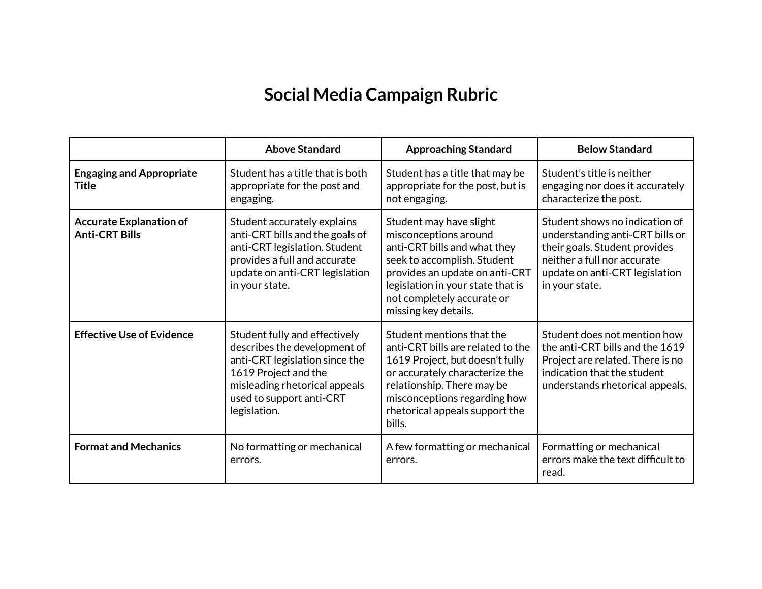# Social Media Campaign Rubric

| | Above Standard | Approaching Standard | Below Standard |
|---|---|---|---|
| **Engaging and Appropriate Title** | Student has a title that is both appropriate for the post and engaging. | Student has a title that may be appropriate for the post, but is not engaging. | Student's title is neither engaging nor does it accurately characterize the post. |
| **Accurate Explanation of Anti-CRT Bills** | Student accurately explains anti-CRT bills and the goals of anti-CRT legislation. Student provides a full and accurate update on anti-CRT legislation in your state. | Student may have slight misconceptions around anti-CRT bills and what they seek to accomplish. Student provides an update on anti-CRT legislation in your state that is not completely accurate or missing key details. | Student shows no indication of understanding anti-CRT bills or their goals. Student provides neither a full nor accurate update on anti-CRT legislation in your state. |
| **Effective Use of Evidence** | Student fully and effectively describes the development of anti-CRT legislation since the 1619 Project and the misleading rhetorical appeals used to support anti-CRT legislation. | Student mentions that the anti-CRT bills are related to the 1619 Project, but doesn't fully or accurately characterize the relationship. There may be misconceptions regarding how rhetorical appeals support the bills. | Student does not mention how the anti-CRT bills and the 1619 Project are related. There is no indication that the student understands rhetorical appeals. |
| **Format and Mechanics** | No formatting or mechanical errors. | A few formatting or mechanical errors. | Formatting or mechanical errors make the text difficult to read. |